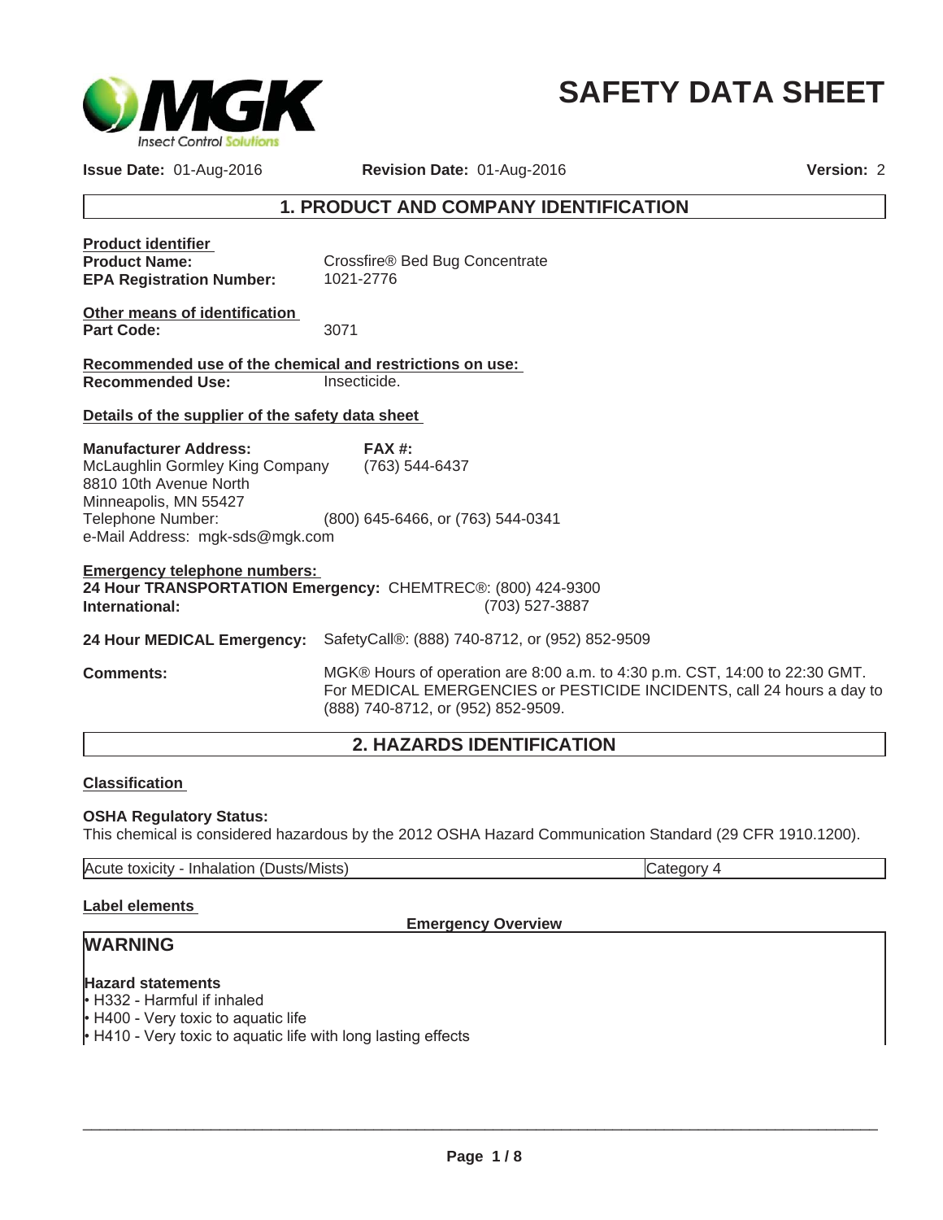# SAFETY DATA SHEET

**Issue Date:** 01-Aug-2016 **Revision Date:** 01-Aug-2016 **Version:** 2

## 1. PRODUCT AND COMPANY IDENTIFICATION

**Product identifier**

**Product Name:** Crossfire® Bed Bug Concentrate

**EPA Registration Number:** 1021-2776

**Other means of identification**

**Part Code:** 3071

**Recommended use of the chemical and restrictions on use:**

**Recommended Use:** Insecticide.

**Details of the supplier of the safety data sheet**

**Manufacturer Address:**
McLaughlin Gormley King Company
8810 10th Avenue North
Minneapolis, MN 55427
Telephone Number: (800) 645-6466, or (763) 544-0341
e-Mail Address: mgk-sds@mgk.com

**FAX #:** (763) 544-6437

**Emergency telephone numbers:**

**24 Hour TRANSPORTATION Emergency:** CHEMTREC®: (800) 424-9300

**International:** (703) 527-3887

**24 Hour MEDICAL Emergency:** SafetyCall®: (888) 740-8712, or (952) 852-9509

**Comments:** MGK® Hours of operation are 8:00 a.m. to 4:30 p.m. CST, 14:00 to 22:30 GMT. For MEDICAL EMERGENCIES or PESTICIDE INCIDENTS, call 24 hours a day to (888) 740-8712, or (952) 852-9509.

## 2. HAZARDS IDENTIFICATION

**Classification**

**OSHA Regulatory Status:**
This chemical is considered hazardous by the 2012 OSHA Hazard Communication Standard (29 CFR 1910.1200).

| Acute toxicity - Inhalation (Dusts/Mists) | Category 4 |
|---|---|

**Label elements**

**Emergency Overview**

**WARNING**

**Hazard statements**

- H332 - Harmful if inhaled
- H400 - Very toxic to aquatic life
- H410 - Very toxic to aquatic life with long lasting effects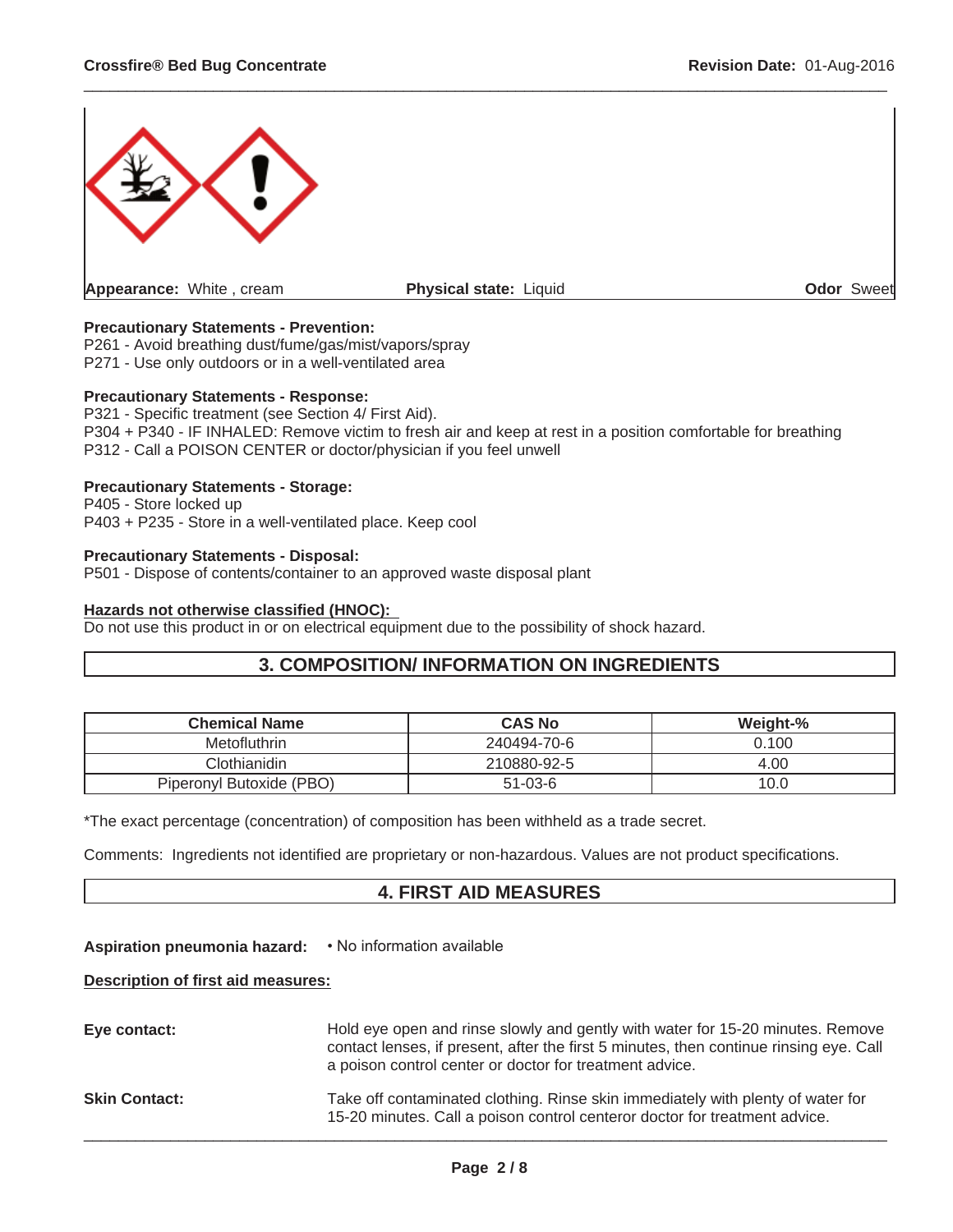Appearance: White , cream | Physical state: Liquid | Odor Sweet

**Precautionary Statements - Prevention:**
P261 - Avoid breathing dust/fume/gas/mist/vapors/spray
P271 - Use only outdoors or in a well-ventilated area

**Precautionary Statements - Response:**
P321 - Specific treatment (see Section 4/ First Aid).
P304 + P340 - IF INHALED: Remove victim to fresh air and keep at rest in a position comfortable for breathing
P312 - Call a POISON CENTER or doctor/physician if you feel unwell

**Precautionary Statements - Storage:**
P405 - Store locked up
P403 + P235 - Store in a well-ventilated place. Keep cool

**Precautionary Statements - Disposal:**
P501 - Dispose of contents/container to an approved waste disposal plant

**Hazards not otherwise classified (HNOC):**
Do not use this product in or on electrical equipment due to the possibility of shock hazard.

## 3. COMPOSITION/ INFORMATION ON INGREDIENTS

| Chemical Name | CAS No | Weight-% |
| --- | --- | --- |
| Metofluthrin | 240494-70-6 | 0.100 |
| Clothianidin | 210880-92-5 | 4.00 |
| Piperonyl Butoxide (PBO) | 51-03-6 | 10.0 |

*The exact percentage (concentration) of composition has been withheld as a trade secret.

Comments: Ingredients not identified are proprietary or non-hazardous. Values are not product specifications.

## 4. FIRST AID MEASURES

**Aspiration pneumonia hazard:** • No information available

**Description of first aid measures:**

**Eye contact:** Hold eye open and rinse slowly and gently with water for 15-20 minutes. Remove contact lenses, if present, after the first 5 minutes, then continue rinsing eye. Call a poison control center or doctor for treatment advice.

**Skin Contact:** Take off contaminated clothing. Rinse skin immediately with plenty of water for 15-20 minutes. Call a poison control centeror doctor for treatment advice.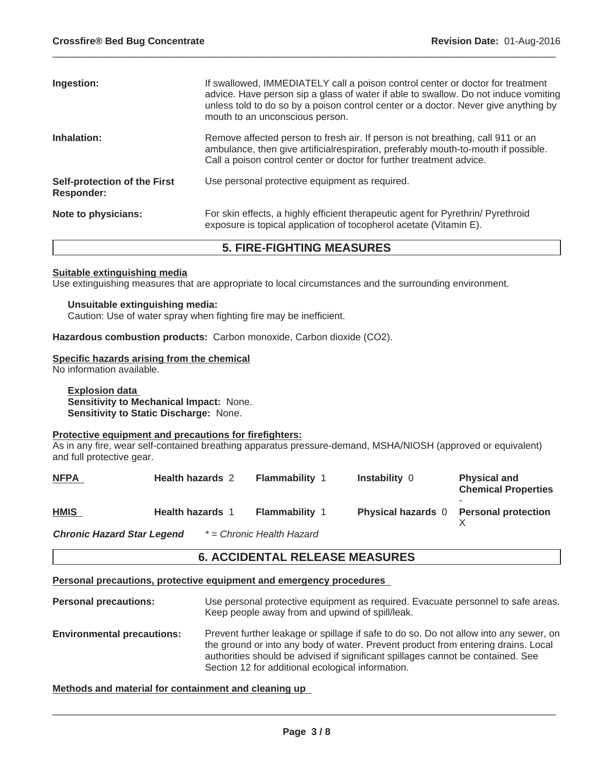| | |
|---|---|
| **Ingestion:** | If swallowed, IMMEDIATELY call a poison control center or doctor for treatment advice. Have person sip a glass of water if able to swallow. Do not induce vomiting unless told to do so by a poison control center or a doctor. Never give anything by mouth to an unconscious person. |
| **Inhalation:** | Remove affected person to fresh air. If person is not breathing, call 911 or an ambulance, then give artificialrespiration, preferably mouth-to-mouth if possible. Call a poison control center or doctor for further treatment advice. |
| **Self-protection of the First Responder:** | Use personal protective equipment as required. |
| **Note to physicians:** | For skin effects, a highly efficient therapeutic agent for Pyrethrin/ Pyrethroid exposure is topical application of tocopherol acetate (Vitamin E). |

## 5. FIRE-FIGHTING MEASURES

**Suitable extinguishing media**

Use extinguishing measures that are appropriate to local circumstances and the surrounding environment.

**Unsuitable extinguishing media:**

Caution: Use of water spray when fighting fire may be inefficient.

**Hazardous combustion products:** Carbon monoxide, Carbon dioxide ($CO_2$).

**Specific hazards arising from the chemical**

No information available.

**Explosion data**

**Sensitivity to Mechanical Impact:** None.

**Sensitivity to Static Discharge:** None.

**Protective equipment and precautions for firefighters:**

As in any fire, wear self-contained breathing apparatus pressure-demand, MSHA/NIOSH (approved or equivalent) and full protective gear.

| | | | | |
|---|---|---|---|---|
| **NFPA** | **Health hazards** 2 | **Flammability** 1 | **Instability** 0 | **Physical and Chemical Properties** - |
| **HMIS** | **Health hazards** 1 | **Flammability** 1 | **Physical hazards** 0 | **Personal protection** X |

***Chronic Hazard Star Legend*** *\* = Chronic Health Hazard*

## 6. ACCIDENTAL RELEASE MEASURES

**Personal precautions, protective equipment and emergency procedures**

| | |
|---|---|
| **Personal precautions:** | Use personal protective equipment as required. Evacuate personnel to safe areas. Keep people away from and upwind of spill/leak. |
| **Environmental precautions:** | Prevent further leakage or spillage if safe to do so. Do not allow into any sewer, on the ground or into any body of water. Prevent product from entering drains. Local authorities should be advised if significant spillages cannot be contained. See Section 12 for additional ecological information. |

**Methods and material for containment and cleaning up**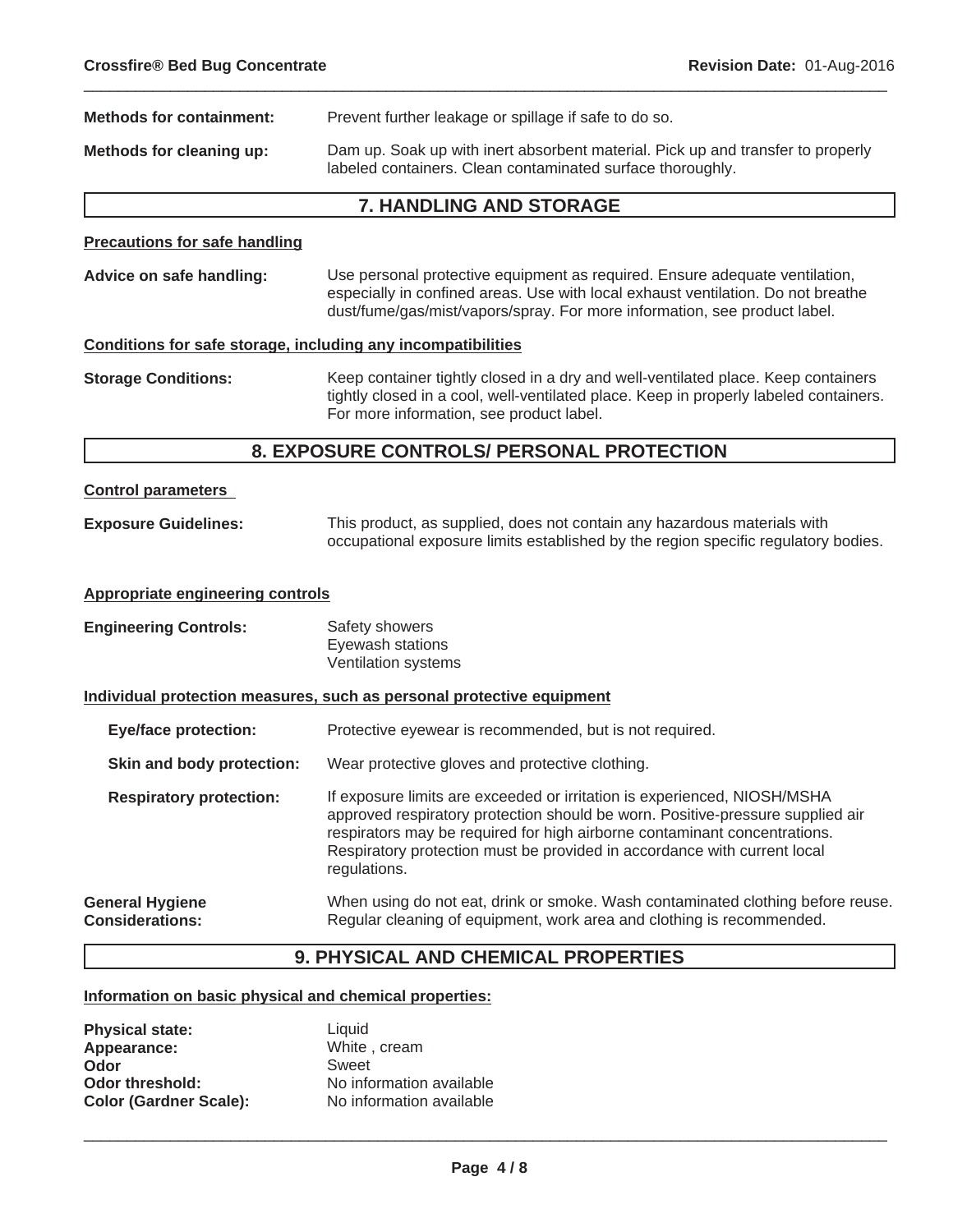**Methods for containment:** Prevent further leakage or spillage if safe to do so.

**Methods for cleaning up:** Dam up. Soak up with inert absorbent material. Pick up and transfer to properly labeled containers. Clean contaminated surface thoroughly.

## 7. HANDLING AND STORAGE

**Precautions for safe handling**

**Advice on safe handling:** Use personal protective equipment as required. Ensure adequate ventilation, especially in confined areas. Use with local exhaust ventilation. Do not breathe dust/fume/gas/mist/vapors/spray. For more information, see product label.

**Conditions for safe storage, including any incompatibilities**

**Storage Conditions:** Keep container tightly closed in a dry and well-ventilated place. Keep containers tightly closed in a cool, well-ventilated place. Keep in properly labeled containers. For more information, see product label.

## 8. EXPOSURE CONTROLS/ PERSONAL PROTECTION

**Control parameters**

**Exposure Guidelines:** This product, as supplied, does not contain any hazardous materials with occupational exposure limits established by the region specific regulatory bodies.

**Appropriate engineering controls**

**Engineering Controls:**
Safety showers
Eyewash stations
Ventilation systems

**Individual protection measures, such as personal protective equipment**

**Eye/face protection:** Protective eyewear is recommended, but is not required.

**Skin and body protection:** Wear protective gloves and protective clothing.

**Respiratory protection:** If exposure limits are exceeded or irritation is experienced, NIOSH/MSHA approved respiratory protection should be worn. Positive-pressure supplied air respirators may be required for high airborne contaminant concentrations. Respiratory protection must be provided in accordance with current local regulations.

**General Hygiene Considerations:** When using do not eat, drink or smoke. Wash contaminated clothing before reuse. Regular cleaning of equipment, work area and clothing is recommended.

## 9. PHYSICAL AND CHEMICAL PROPERTIES

**Information on basic physical and chemical properties:**

**Physical state:** Liquid
**Appearance:** White , cream
**Odor** Sweet
**Odor threshold:** No information available
**Color (Gardner Scale):** No information available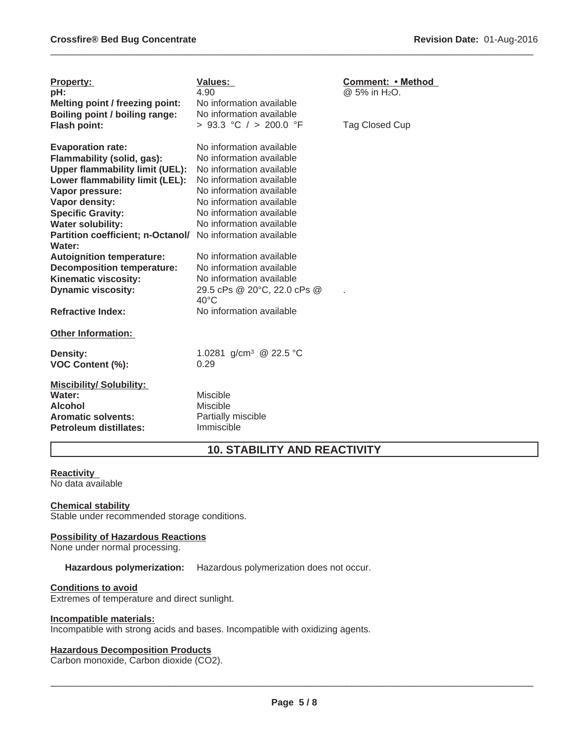| Property: | Values: | Comment: • Method |
|---|---|---|
| **pH:** | 4.90 | @ 5% in $H_2O$. |
| **Melting point / freezing point:** | No information available | |
| **Boiling point / boiling range:** | No information available | |
| **Flash point:** | > 93.3 °C / > 200.0 °F | Tag Closed Cup |
| **Evaporation rate:** | No information available | |
| **Flammability (solid, gas):** | No information available | |
| **Upper flammability limit (UEL):** | No information available | |
| **Lower flammability limit (LEL):** | No information available | |
| **Vapor pressure:** | No information available | |
| **Vapor density:** | No information available | |
| **Specific Gravity:** | No information available | |
| **Water solubility:** | No information available | |
| **Partition coefficient; n-Octanol/ Water:** | No information available | |
| **Autoignition temperature:** | No information available | |
| **Decomposition temperature:** | No information available | |
| **Kinematic viscosity:** | No information available | |
| **Dynamic viscosity:** | 29.5 cPs @ 20°C, 22.0 cPs @ 40°C | . |
| **Refractive Index:** | No information available | |

**Other Information:**

| | |
|---|---|
| **Density:** | 1.0281 g/cm$^3$ @ 22.5 °C |
| **VOC Content (%):** | 0.29 |

**Miscibility/ Solubility:**

| | |
|---|---|
| **Water:** | Miscible |
| **Alcohol** | Miscible |
| **Aromatic solvents:** | Partially miscible |
| **Petroleum distillates:** | Immiscible |

## 10. STABILITY AND REACTIVITY

**Reactivity**
No data available

**Chemical stability**
Stable under recommended storage conditions.

**Possibility of Hazardous Reactions**
None under normal processing.

**Hazardous polymerization:** Hazardous polymerization does not occur.

**Conditions to avoid**
Extremes of temperature and direct sunlight.

**Incompatible materials:**
Incompatible with strong acids and bases. Incompatible with oxidizing agents.

**Hazardous Decomposition Products**
Carbon monoxide, Carbon dioxide ($CO_2$).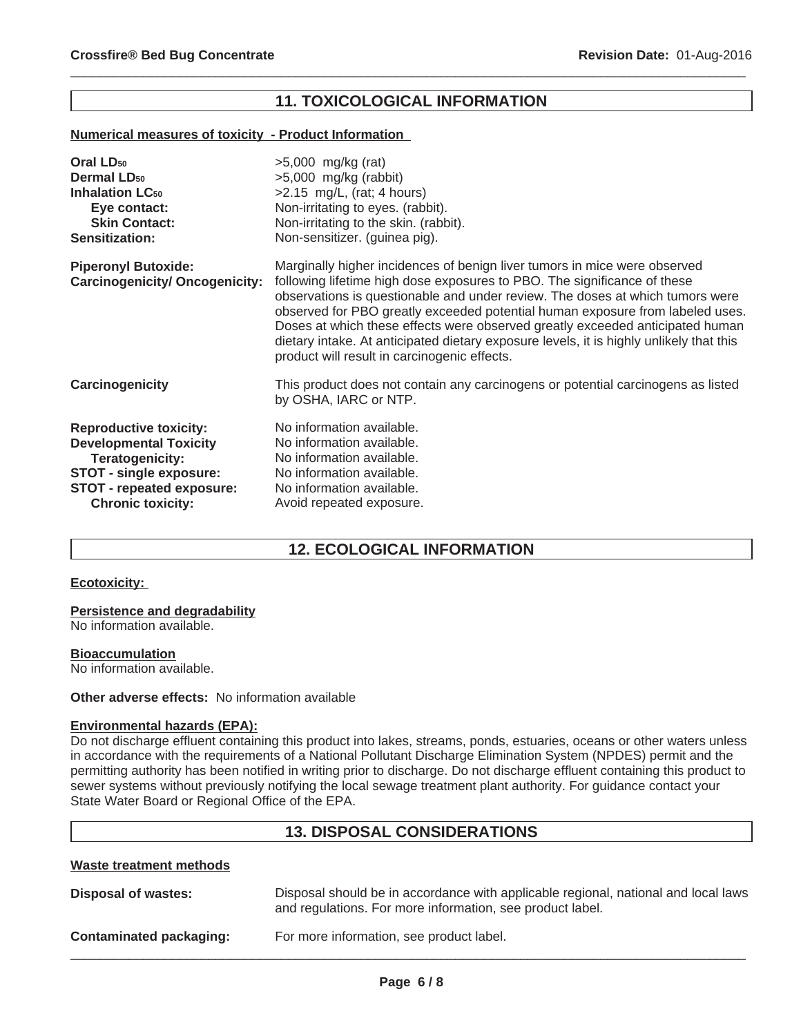## 11. TOXICOLOGICAL INFORMATION

**Numerical measures of toxicity - Product Information**

| | |
|---|---|
| **Oral $LD_{50}$** | >5,000 mg/kg (rat) |
| **Dermal $LD_{50}$** | >5,000 mg/kg (rabbit) |
| **Inhalation $LC_{50}$** | >2.15 mg/L, (rat; 4 hours) |
| **Eye contact:** | Non-irritating to eyes. (rabbit). |
| **Skin Contact:** | Non-irritating to the skin. (rabbit). |
| **Sensitization:** | Non-sensitizer. (guinea pig). |

**Piperonyl Butoxide: Carcinogenicity/ Oncogenicity:** Marginally higher incidences of benign liver tumors in mice were observed following lifetime high dose exposures to PBO. The significance of these observations is questionable and under review. The doses at which tumors were observed for PBO greatly exceeded potential human exposure from labeled uses. Doses at which these effects were observed greatly exceeded anticipated human dietary intake. At anticipated dietary exposure levels, it is highly unlikely that this product will result in carcinogenic effects.

**Carcinogenicity** This product does not contain any carcinogens or potential carcinogens as listed by OSHA, IARC or NTP.

| | |
|---|---|
| **Reproductive toxicity:** | No information available. |
| **Developmental Toxicity** | No information available. |
| **Teratogenicity:** | No information available. |
| **STOT - single exposure:** | No information available. |
| **STOT - repeated exposure:** | No information available. |
| **Chronic toxicity:** | Avoid repeated exposure. |

## 12. ECOLOGICAL INFORMATION

**Ecotoxicity:**

**Persistence and degradability**
No information available.

**Bioaccumulation**
No information available.

**Other adverse effects:** No information available

**Environmental hazards (EPA):**
Do not discharge effluent containing this product into lakes, streams, ponds, estuaries, oceans or other waters unless in accordance with the requirements of a National Pollutant Discharge Elimination System (NPDES) permit and the permitting authority has been notified in writing prior to discharge. Do not discharge effluent containing this product to sewer systems without previously notifying the local sewage treatment plant authority. For guidance contact your State Water Board or Regional Office of the EPA.

## 13. DISPOSAL CONSIDERATIONS

**Waste treatment methods**

| | |
|---|---|
| **Disposal of wastes:** | Disposal should be in accordance with applicable regional, national and local laws and regulations. For more information, see product label. |
| **Contaminated packaging:** | For more information, see product label. |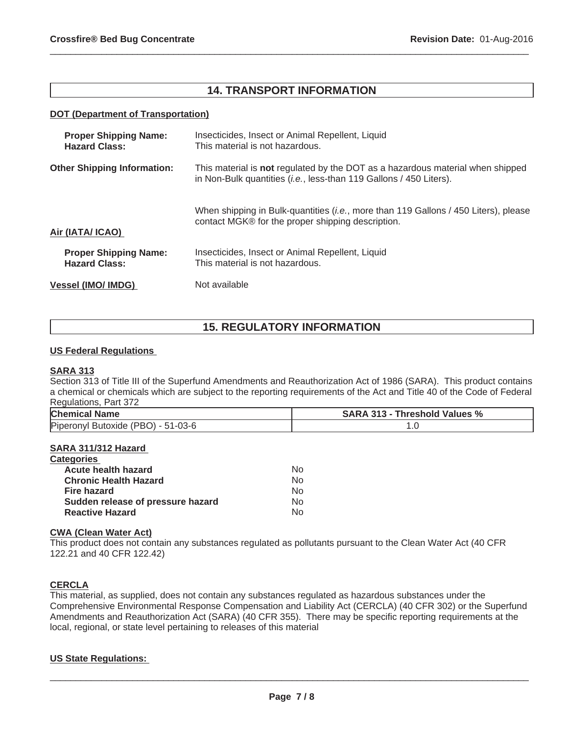## 14. TRANSPORT INFORMATION

**DOT (Department of Transportation)**

**Proper Shipping Name:** Insecticides, Insect or Animal Repellent, Liquid
**Hazard Class:** This material is not hazardous.

**Other Shipping Information:** This material is **not** regulated by the DOT as a hazardous material when shipped in Non-Bulk quantities (*i.e.*, less-than 119 Gallons / 450 Liters).

When shipping in Bulk-quantities (*i.e.*, more than 119 Gallons / 450 Liters), please contact MGK® for the proper shipping description.

**Air (IATA/ ICAO)**

**Proper Shipping Name:** Insecticides, Insect or Animal Repellent, Liquid
**Hazard Class:** This material is not hazardous.

**Vessel (IMO/ IMDG)** Not available

## 15. REGULATORY INFORMATION

**US Federal Regulations**

**SARA 313**

Section 313 of Title III of the Superfund Amendments and Reauthorization Act of 1986 (SARA). This product contains a chemical or chemicals which are subject to the reporting requirements of the Act and Title 40 of the Code of Federal Regulations, Part 372

| Chemical Name | SARA 313 - Threshold Values % |
|---|---|
| Piperonyl Butoxide (PBO) - 51-03-6 | 1.0 |

**SARA 311/312 Hazard Categories**

| | |
|---|---|
| **Acute health hazard** | No |
| **Chronic Health Hazard** | No |
| **Fire hazard** | No |
| **Sudden release of pressure hazard** | No |
| **Reactive Hazard** | No |

**CWA (Clean Water Act)**

This product does not contain any substances regulated as pollutants pursuant to the Clean Water Act (40 CFR 122.21 and 40 CFR 122.42)

**CERCLA**

This material, as supplied, does not contain any substances regulated as hazardous substances under the Comprehensive Environmental Response Compensation and Liability Act (CERCLA) (40 CFR 302) or the Superfund Amendments and Reauthorization Act (SARA) (40 CFR 355). There may be specific reporting requirements at the local, regional, or state level pertaining to releases of this material

**US State Regulations:**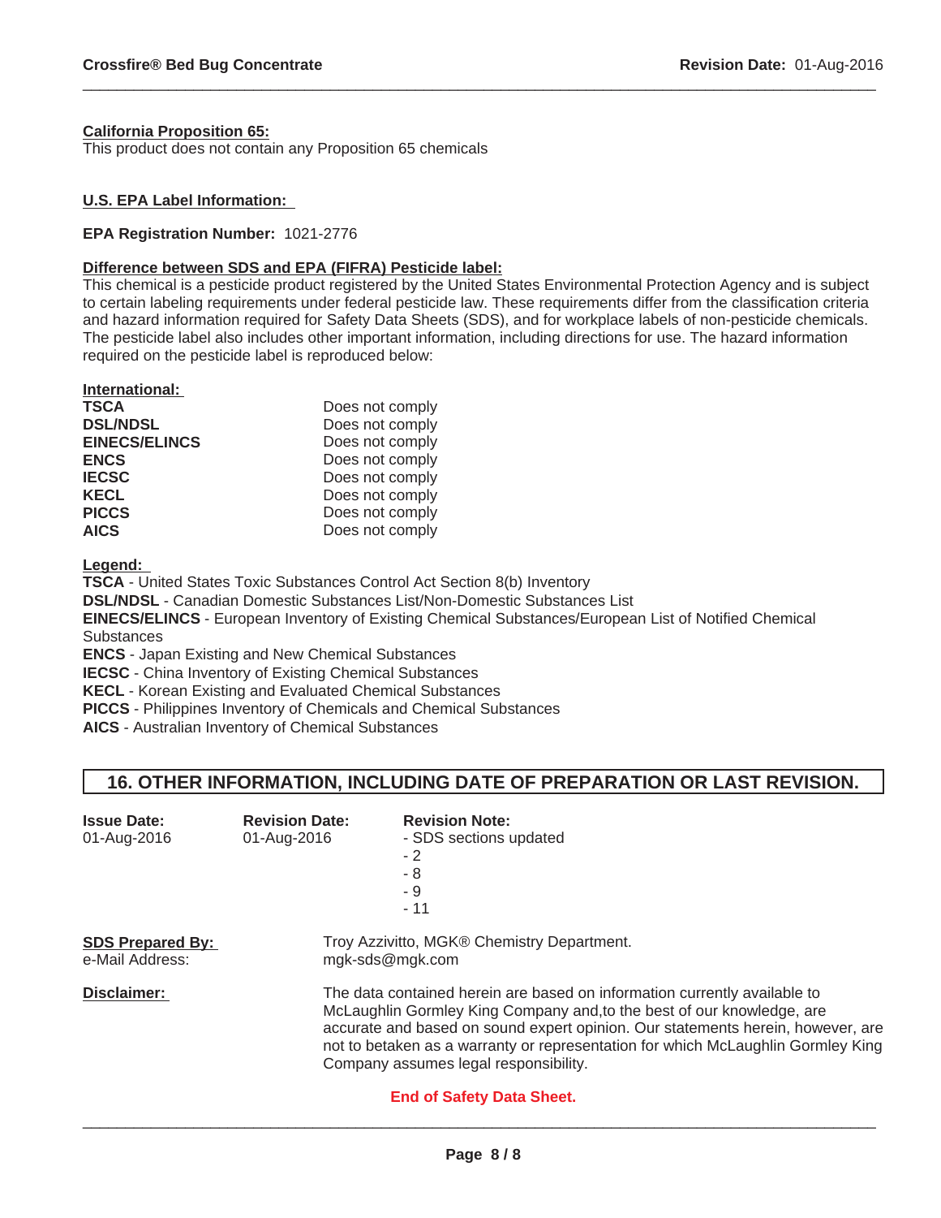**California Proposition 65:**
This product does not contain any Proposition 65 chemicals

**U.S. EPA Label Information:**

**EPA Registration Number:** 1021-2776

**Difference between SDS and EPA (FIFRA) Pesticide label:**
This chemical is a pesticide product registered by the United States Environmental Protection Agency and is subject to certain labeling requirements under federal pesticide law. These requirements differ from the classification criteria and hazard information required for Safety Data Sheets (SDS), and for workplace labels of non-pesticide chemicals. The pesticide label also includes other important information, including directions for use. The hazard information required on the pesticide label is reproduced below:

**International:**

| | |
|---|---|
| **TSCA** | Does not comply |
| **DSL/NDSL** | Does not comply |
| **EINECS/ELINCS** | Does not comply |
| **ENCS** | Does not comply |
| **IECSC** | Does not comply |
| **KECL** | Does not comply |
| **PICCS** | Does not comply |
| **AICS** | Does not comply |

**Legend:**
**TSCA** - United States Toxic Substances Control Act Section 8(b) Inventory
**DSL/NDSL** - Canadian Domestic Substances List/Non-Domestic Substances List
**EINECS/ELINCS** - European Inventory of Existing Chemical Substances/European List of Notified Chemical Substances
**ENCS** - Japan Existing and New Chemical Substances
**IECSC** - China Inventory of Existing Chemical Substances
**KECL** - Korean Existing and Evaluated Chemical Substances
**PICCS** - Philippines Inventory of Chemicals and Chemical Substances
**AICS** - Australian Inventory of Chemical Substances

## 16. OTHER INFORMATION, INCLUDING DATE OF PREPARATION OR LAST REVISION.

| Issue Date: | Revision Date: | Revision Note: |
|---|---|---|
| 01-Aug-2016 | 01-Aug-2016 | - SDS sections updated<br>- 2<br>- 8<br>- 9<br>- 11 |

**SDS Prepared By:** Troy Azzivitto, MGK® Chemistry Department.
e-Mail Address: mgk-sds@mgk.com

**Disclaimer:** The data contained herein are based on information currently available to McLaughlin Gormley King Company and,to the best of our knowledge, are accurate and based on sound expert opinion. Our statements herein, however, are not to betaken as a warranty or representation for which McLaughlin Gormley King Company assumes legal responsibility.

**End of Safety Data Sheet.**